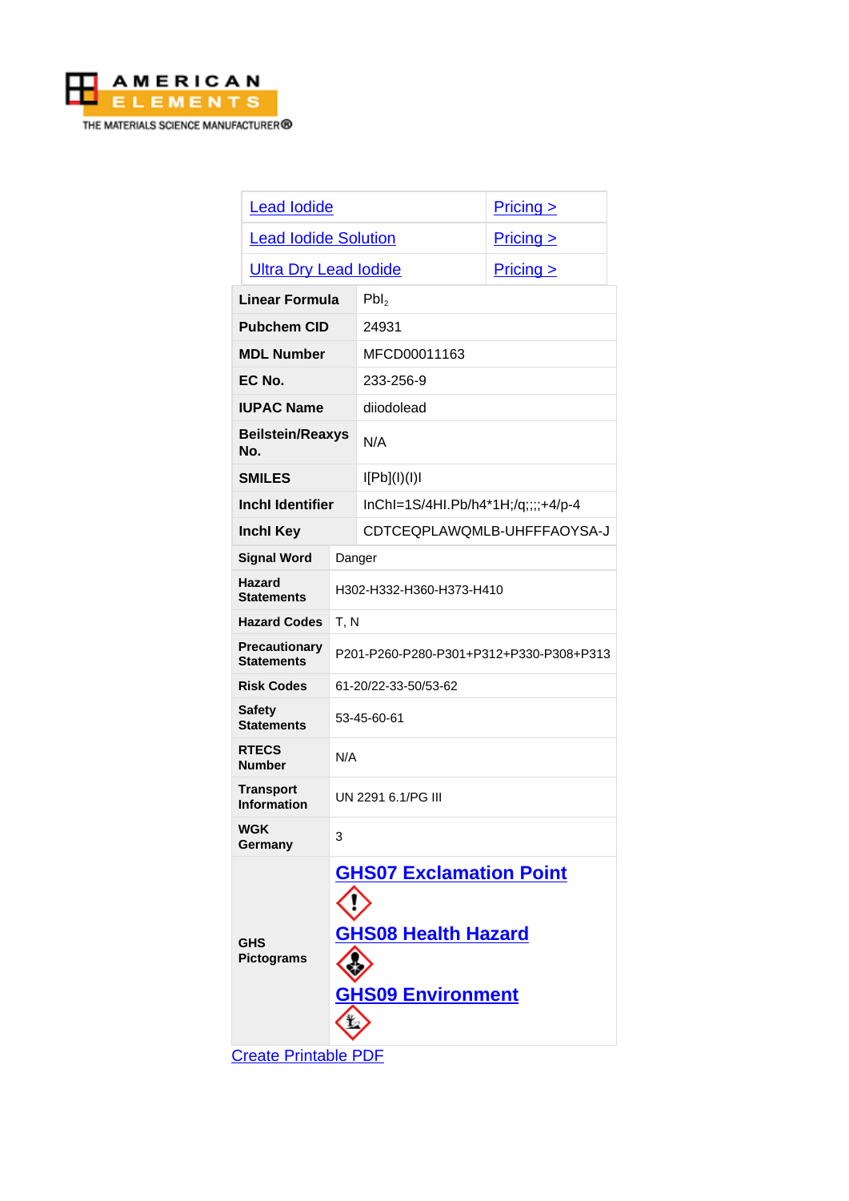AMERICAN ELEMENTS

THE MATERIALS SCIENCE MANUFACTURER®

| Lead Iodide | Pricing > |
|---|---|
| Lead Iodide Solution | Pricing > |
| Ultra Dry Lead Iodide | Pricing > |

| Linear Formula | $PbI_2$ |
|---|---|
| Pubchem CID | 24931 |
| MDL Number | MFCD00011163 |
| EC No. | 233-256-9 |
| IUPAC Name | diiodolead |
| Beilstein/Reaxys No. | N/A |
| SMILES | I[Pb](I)(I)I |
| Inchl Identifier | InChI=1S/4HI.Pb/h4*1H;/q;;;;+4/p-4 |
| Inchl Key | CDTCEQPLAWQMLB-UHFFFAOYSA-J |

| Signal Word | Danger |
|---|---|
| Hazard Statements | H302-H332-H360-H373-H410 |
| Hazard Codes | T, N |
| Precautionary Statements | P201-P260-P280-P301+P312+P330-P308+P313 |
| Risk Codes | 61-20/22-33-50/53-62 |
| Safety Statements | 53-45-60-61 |
| RTECS Number | N/A |
| Transport Information | UN 2291 6.1/PG III |
| WGK Germany | 3 |
| GHS Pictograms | GHS07 Exclamation Point<br>GHS08 Health Hazard<br>GHS09 Environment |

Create Printable PDF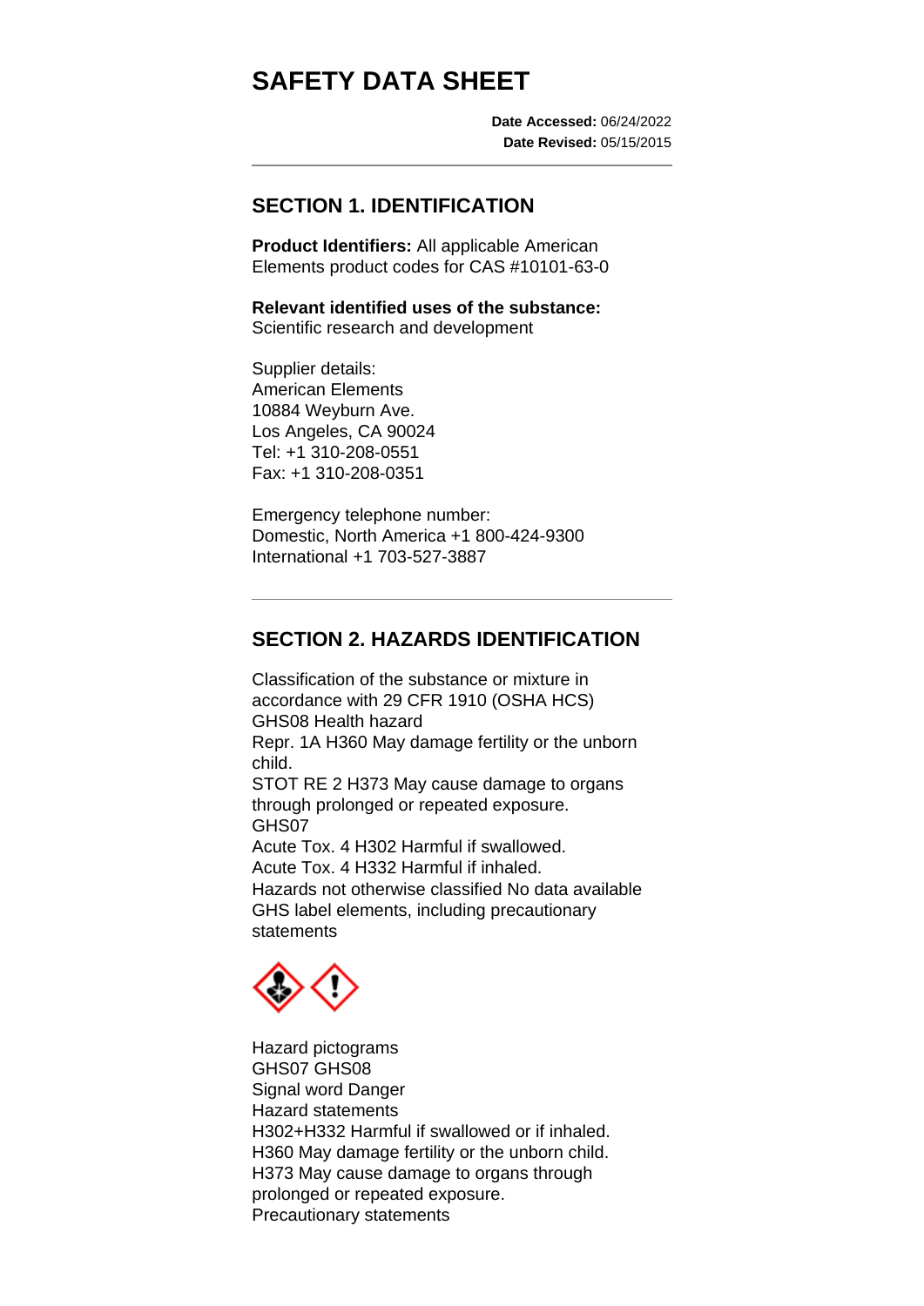# SAFETY DATA SHEET

**Date Accessed:** 06/24/2022
**Date Revised:** 05/15/2015

## SECTION 1. IDENTIFICATION

**Product Identifiers:** All applicable American Elements product codes for CAS #10101-63-0

**Relevant identified uses of the substance:**
Scientific research and development

Supplier details:
American Elements
10884 Weyburn Ave.
Los Angeles, CA 90024
Tel: +1 310-208-0551
Fax: +1 310-208-0351

Emergency telephone number:
Domestic, North America +1 800-424-9300
International +1 703-527-3887

## SECTION 2. HAZARDS IDENTIFICATION

Classification of the substance or mixture in accordance with 29 CFR 1910 (OSHA HCS)
GHS08 Health hazard
Repr. 1A H360 May damage fertility or the unborn child.
STOT RE 2 H373 May cause damage to organs through prolonged or repeated exposure.
GHS07
Acute Tox. 4 H302 Harmful if swallowed.
Acute Tox. 4 H332 Harmful if inhaled.
Hazards not otherwise classified No data available
GHS label elements, including precautionary statements

Hazard pictograms
GHS07 GHS08
Signal word Danger
Hazard statements
H302+H332 Harmful if swallowed or if inhaled.
H360 May damage fertility or the unborn child.
H373 May cause damage to organs through prolonged or repeated exposure.
Precautionary statements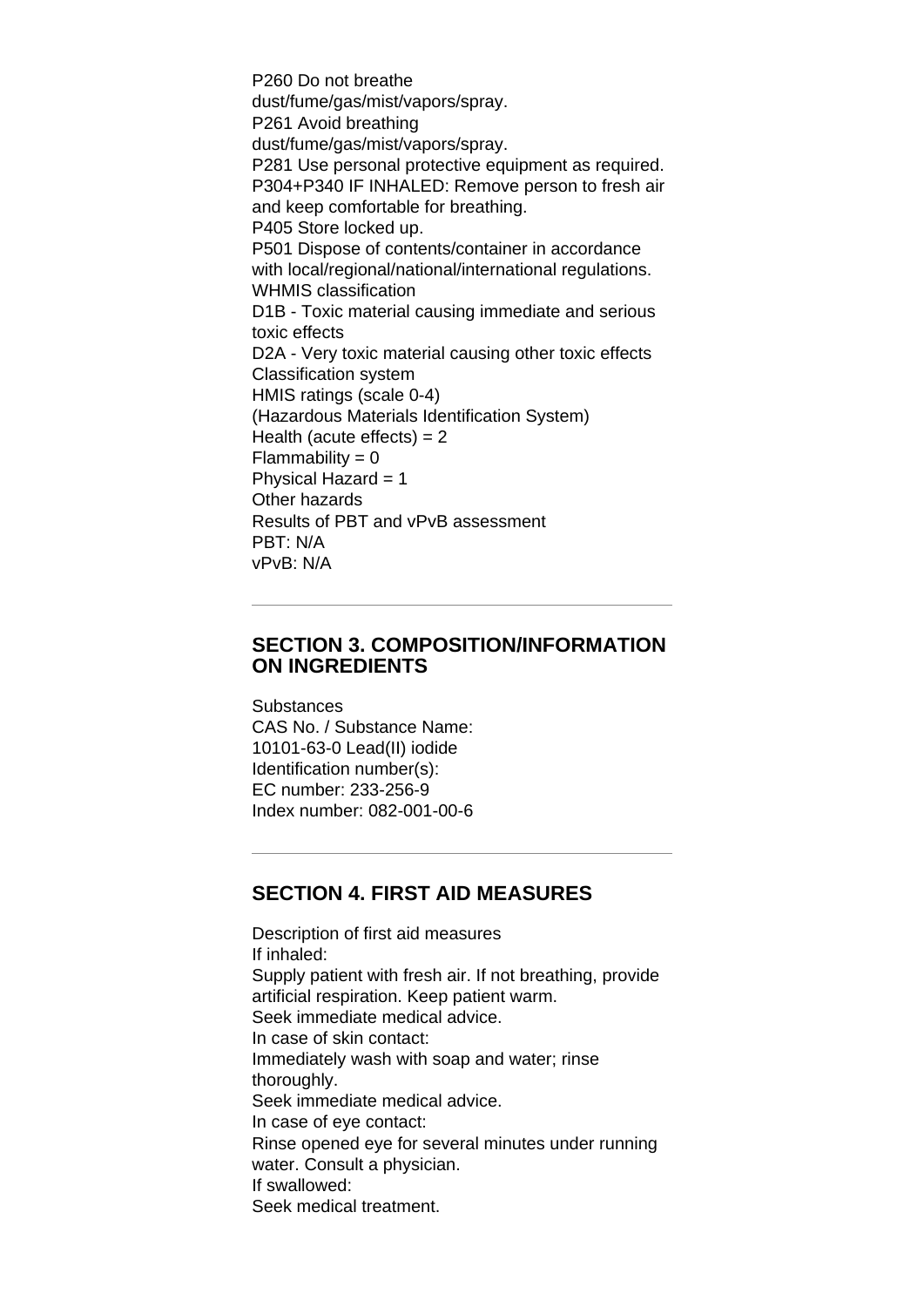P260 Do not breathe dust/fume/gas/mist/vapors/spray.
P261 Avoid breathing dust/fume/gas/mist/vapors/spray.
P281 Use personal protective equipment as required.
P304+P340 IF INHALED: Remove person to fresh air and keep comfortable for breathing.
P405 Store locked up.
P501 Dispose of contents/container in accordance with local/regional/national/international regulations.
WHMIS classification
D1B - Toxic material causing immediate and serious toxic effects
D2A - Very toxic material causing other toxic effects
Classification system
HMIS ratings (scale 0-4)
(Hazardous Materials Identification System)
Health (acute effects) = 2
Flammability = 0
Physical Hazard = 1
Other hazards
Results of PBT and vPvB assessment
PBT: N/A
vPvB: N/A

---

## SECTION 3. COMPOSITION/INFORMATION ON INGREDIENTS

Substances
CAS No. / Substance Name:
10101-63-0 Lead(II) iodide
Identification number(s):
EC number: 233-256-9
Index number: 082-001-00-6

---

## SECTION 4. FIRST AID MEASURES

Description of first aid measures
If inhaled:
Supply patient with fresh air. If not breathing, provide artificial respiration. Keep patient warm.
Seek immediate medical advice.
In case of skin contact:
Immediately wash with soap and water; rinse thoroughly.
Seek immediate medical advice.
In case of eye contact:
Rinse opened eye for several minutes under running water. Consult a physician.
If swallowed:
Seek medical treatment.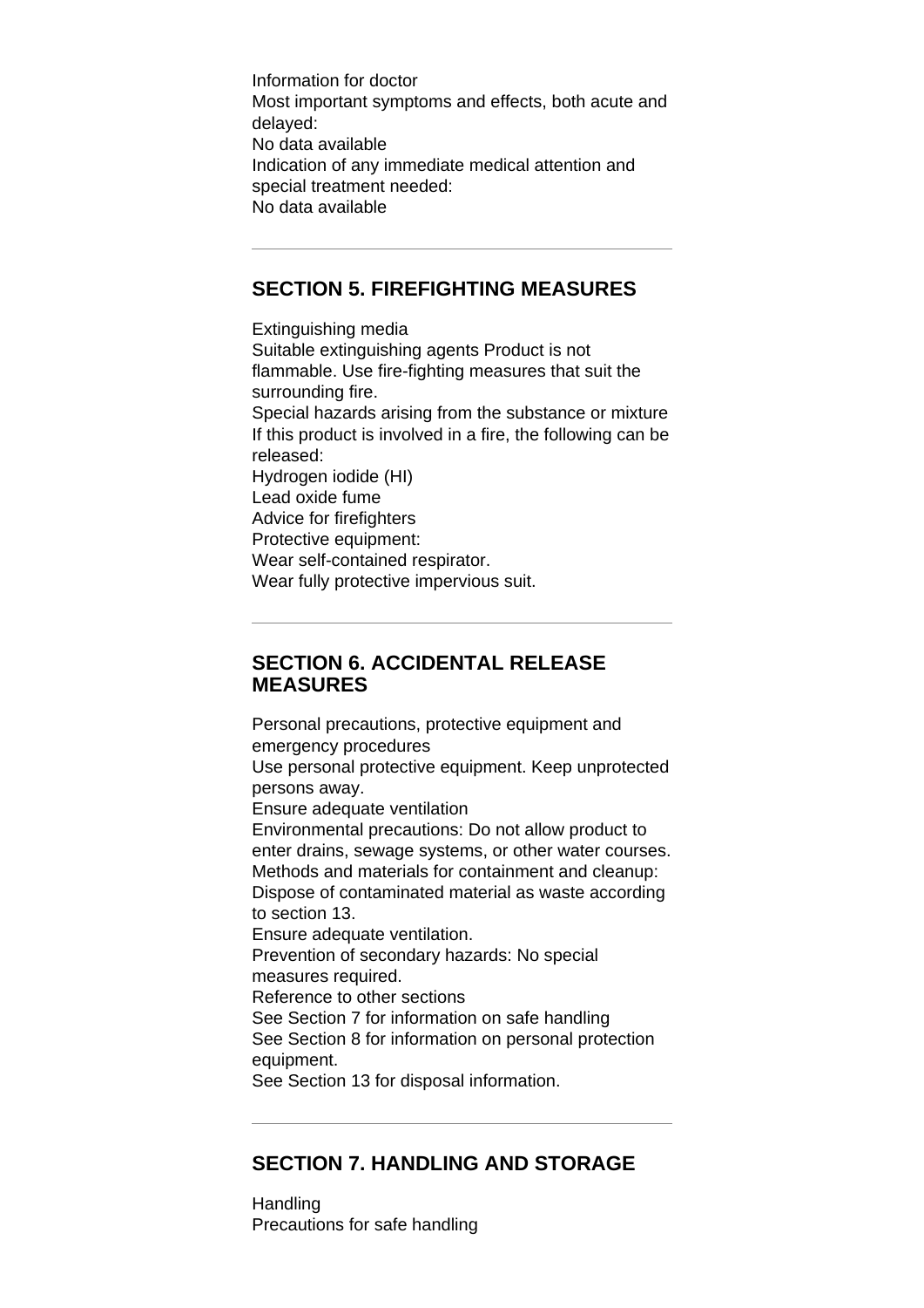Information for doctor
Most important symptoms and effects, both acute and delayed:
No data available
Indication of any immediate medical attention and special treatment needed:
No data available

---

## SECTION 5. FIREFIGHTING MEASURES

Extinguishing media
Suitable extinguishing agents Product is not flammable. Use fire-fighting measures that suit the surrounding fire.
Special hazards arising from the substance or mixture
If this product is involved in a fire, the following can be released:
Hydrogen iodide (HI)
Lead oxide fume
Advice for firefighters
Protective equipment:
Wear self-contained respirator.
Wear fully protective impervious suit.

---

## SECTION 6. ACCIDENTAL RELEASE MEASURES

Personal precautions, protective equipment and emergency procedures
Use personal protective equipment. Keep unprotected persons away.
Ensure adequate ventilation
Environmental precautions: Do not allow product to enter drains, sewage systems, or other water courses.
Methods and materials for containment and cleanup:
Dispose of contaminated material as waste according to section 13.
Ensure adequate ventilation.
Prevention of secondary hazards: No special measures required.
Reference to other sections
See Section 7 for information on safe handling
See Section 8 for information on personal protection equipment.
See Section 13 for disposal information.

---

## SECTION 7. HANDLING AND STORAGE

Handling
Precautions for safe handling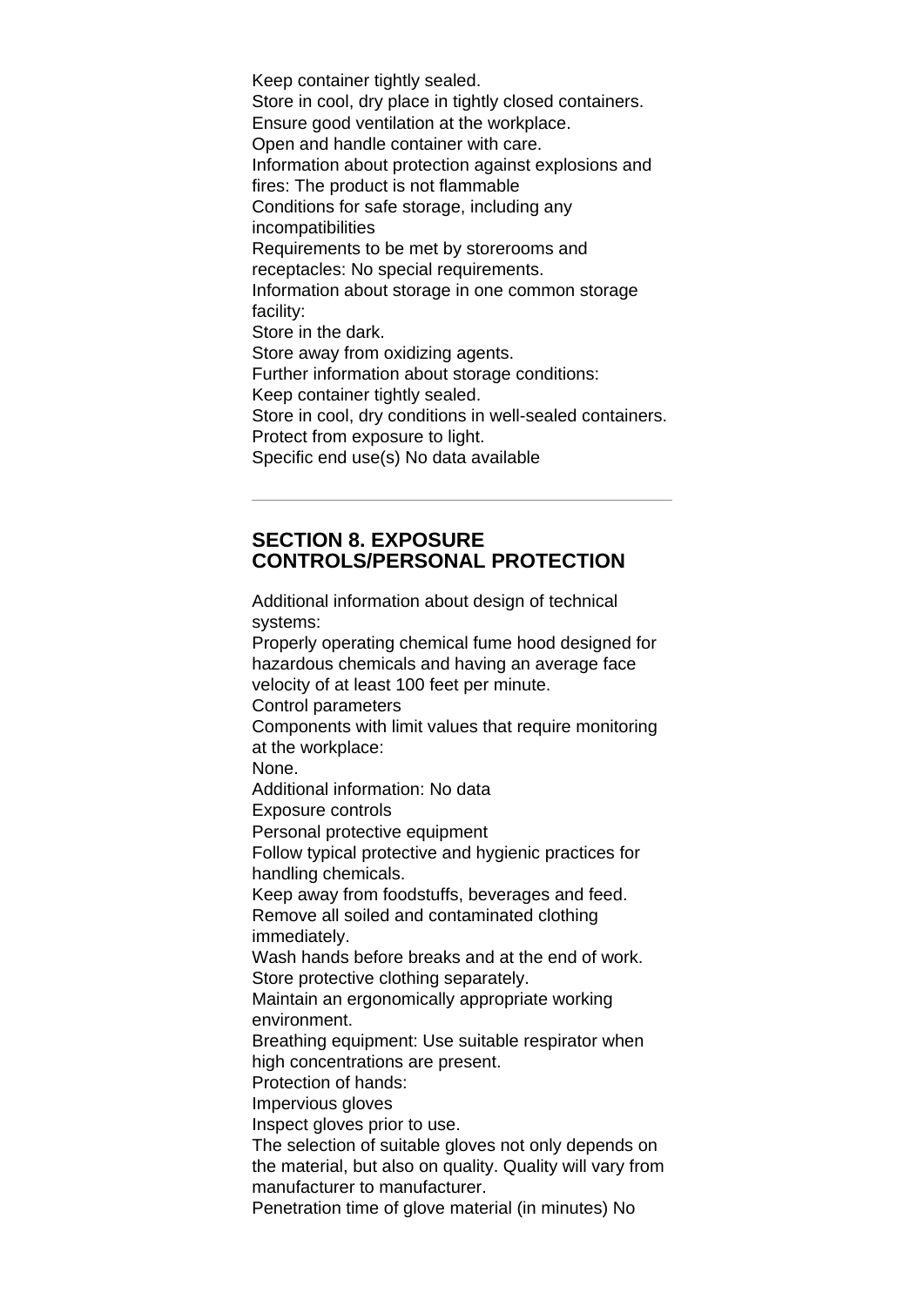Keep container tightly sealed.
Store in cool, dry place in tightly closed containers.
Ensure good ventilation at the workplace.
Open and handle container with care.
Information about protection against explosions and fires: The product is not flammable
Conditions for safe storage, including any incompatibilities
Requirements to be met by storerooms and receptacles: No special requirements.
Information about storage in one common storage facility:
Store in the dark.
Store away from oxidizing agents.
Further information about storage conditions:
Keep container tightly sealed.
Store in cool, dry conditions in well-sealed containers.
Protect from exposure to light.
Specific end use(s) No data available

---

## SECTION 8. EXPOSURE CONTROLS/PERSONAL PROTECTION

Additional information about design of technical systems:
Properly operating chemical fume hood designed for hazardous chemicals and having an average face velocity of at least 100 feet per minute.
Control parameters
Components with limit values that require monitoring at the workplace:
None.
Additional information: No data
Exposure controls
Personal protective equipment
Follow typical protective and hygienic practices for handling chemicals.
Keep away from foodstuffs, beverages and feed.
Remove all soiled and contaminated clothing immediately.
Wash hands before breaks and at the end of work.
Store protective clothing separately.
Maintain an ergonomically appropriate working environment.
Breathing equipment: Use suitable respirator when high concentrations are present.
Protection of hands:
Impervious gloves
Inspect gloves prior to use.
The selection of suitable gloves not only depends on the material, but also on quality. Quality will vary from manufacturer to manufacturer.
Penetration time of glove material (in minutes) No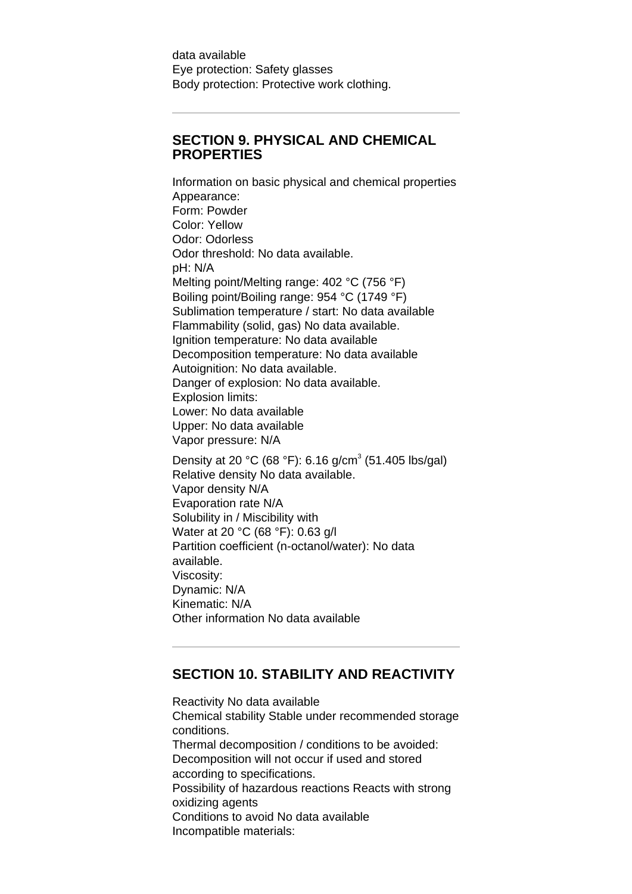data available
Eye protection: Safety glasses
Body protection: Protective work clothing.

---

## SECTION 9. PHYSICAL AND CHEMICAL PROPERTIES

Information on basic physical and chemical properties
Appearance:
Form: Powder
Color: Yellow
Odor: Odorless
Odor threshold: No data available.
pH: N/A
Melting point/Melting range: 402 °C (756 °F)
Boiling point/Boiling range: 954 °C (1749 °F)
Sublimation temperature / start: No data available
Flammability (solid, gas) No data available.
Ignition temperature: No data available
Decomposition temperature: No data available
Autoignition: No data available.
Danger of explosion: No data available.
Explosion limits:
Lower: No data available
Upper: No data available
Vapor pressure: N/A

Density at 20 °C (68 °F): 6.16 g/cm$^3$ (51.405 lbs/gal)
Relative density No data available.
Vapor density N/A
Evaporation rate N/A
Solubility in / Miscibility with
Water at 20 °C (68 °F): 0.63 g/l
Partition coefficient (n-octanol/water): No data available.
Viscosity:
Dynamic: N/A
Kinematic: N/A
Other information No data available

---

## SECTION 10. STABILITY AND REACTIVITY

Reactivity No data available
Chemical stability Stable under recommended storage conditions.
Thermal decomposition / conditions to be avoided:
Decomposition will not occur if used and stored according to specifications.
Possibility of hazardous reactions Reacts with strong oxidizing agents
Conditions to avoid No data available
Incompatible materials: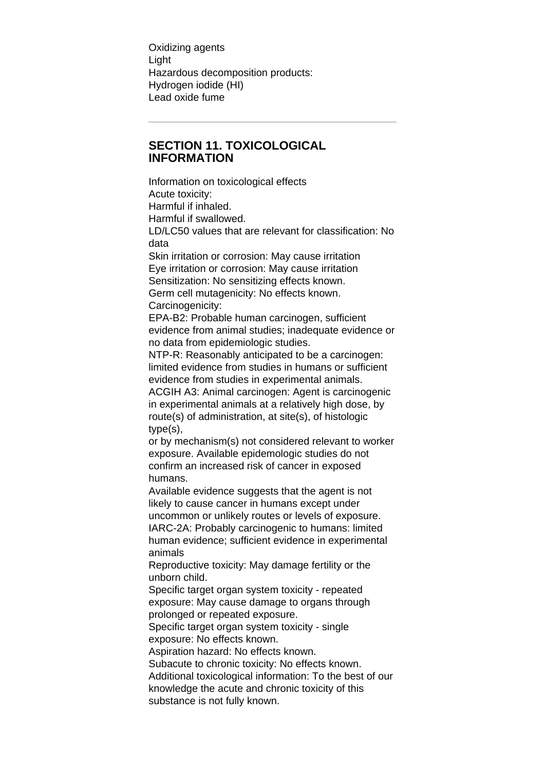Oxidizing agents
Light
Hazardous decomposition products:
Hydrogen iodide (HI)
Lead oxide fume

---

## SECTION 11. TOXICOLOGICAL INFORMATION

Information on toxicological effects
Acute toxicity:
Harmful if inhaled.
Harmful if swallowed.
LD/LC50 values that are relevant for classification: No data
Skin irritation or corrosion: May cause irritation
Eye irritation or corrosion: May cause irritation
Sensitization: No sensitizing effects known.
Germ cell mutagenicity: No effects known.
Carcinogenicity:
EPA-B2: Probable human carcinogen, sufficient evidence from animal studies; inadequate evidence or no data from epidemiologic studies.
NTP-R: Reasonably anticipated to be a carcinogen: limited evidence from studies in humans or sufficient evidence from studies in experimental animals.
ACGIH A3: Animal carcinogen: Agent is carcinogenic in experimental animals at a relatively high dose, by route(s) of administration, at site(s), of histologic type(s),
or by mechanism(s) not considered relevant to worker exposure. Available epidemologic studies do not confirm an increased risk of cancer in exposed humans.
Available evidence suggests that the agent is not likely to cause cancer in humans except under uncommon or unlikely routes or levels of exposure.
IARC-2A: Probably carcinogenic to humans: limited human evidence; sufficient evidence in experimental animals
Reproductive toxicity: May damage fertility or the unborn child.
Specific target organ system toxicity - repeated exposure: May cause damage to organs through prolonged or repeated exposure.
Specific target organ system toxicity - single exposure: No effects known.
Aspiration hazard: No effects known.
Subacute to chronic toxicity: No effects known.
Additional toxicological information: To the best of our knowledge the acute and chronic toxicity of this substance is not fully known.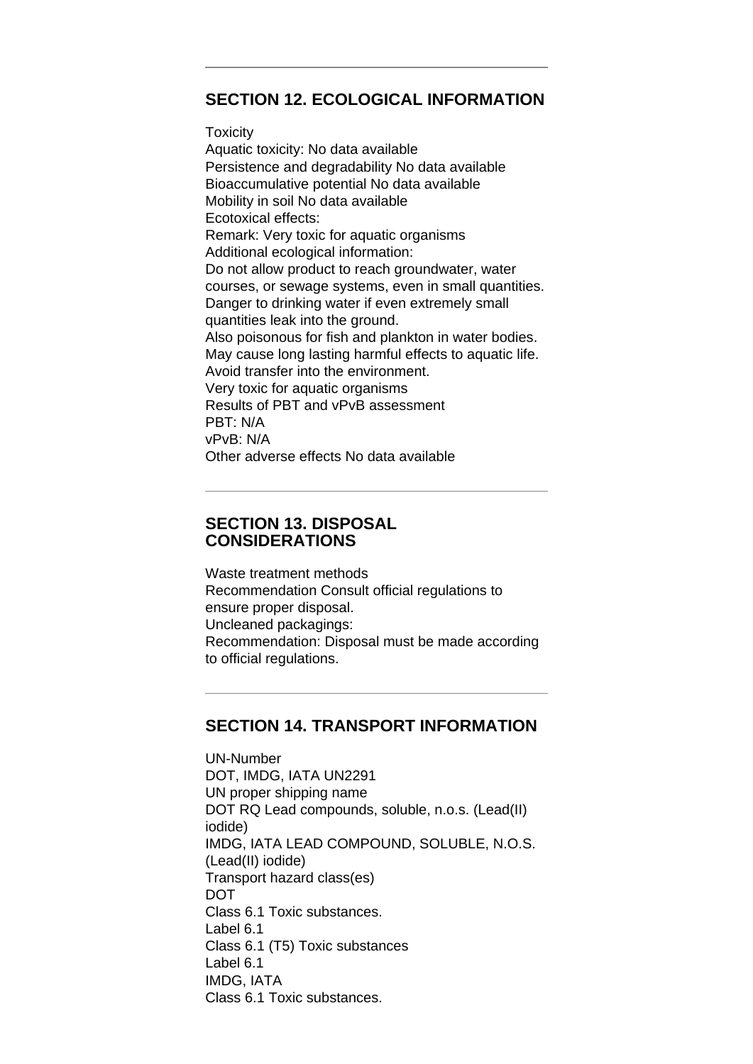---

## SECTION 12. ECOLOGICAL INFORMATION

Toxicity
Aquatic toxicity: No data available
Persistence and degradability No data available
Bioaccumulative potential No data available
Mobility in soil No data available
Ecotoxical effects:
Remark: Very toxic for aquatic organisms
Additional ecological information:
Do not allow product to reach groundwater, water courses, or sewage systems, even in small quantities.
Danger to drinking water if even extremely small quantities leak into the ground.
Also poisonous for fish and plankton in water bodies.
May cause long lasting harmful effects to aquatic life.
Avoid transfer into the environment.
Very toxic for aquatic organisms
Results of PBT and vPvB assessment
PBT: N/A
vPvB: N/A
Other adverse effects No data available

---

## SECTION 13. DISPOSAL CONSIDERATIONS

Waste treatment methods
Recommendation Consult official regulations to ensure proper disposal.
Uncleaned packagings:
Recommendation: Disposal must be made according to official regulations.

---

## SECTION 14. TRANSPORT INFORMATION

UN-Number
DOT, IMDG, IATA UN2291
UN proper shipping name
DOT RQ Lead compounds, soluble, n.o.s. (Lead(II) iodide)
IMDG, IATA LEAD COMPOUND, SOLUBLE, N.O.S. (Lead(II) iodide)
Transport hazard class(es)
DOT
Class 6.1 Toxic substances.
Label 6.1
Class 6.1 (T5) Toxic substances
Label 6.1
IMDG, IATA
Class 6.1 Toxic substances.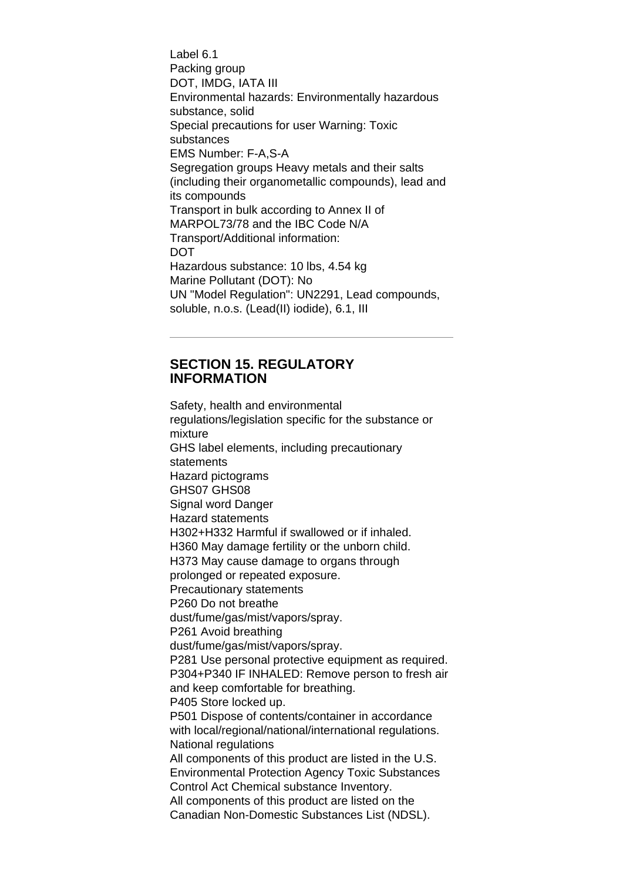Label 6.1
Packing group
DOT, IMDG, IATA III
Environmental hazards: Environmentally hazardous substance, solid
Special precautions for user Warning: Toxic substances
EMS Number: F-A,S-A
Segregation groups Heavy metals and their salts (including their organometallic compounds), lead and its compounds
Transport in bulk according to Annex II of MARPOL73/78 and the IBC Code N/A
Transport/Additional information:
DOT
Hazardous substance: 10 lbs, 4.54 kg
Marine Pollutant (DOT): No
UN "Model Regulation": UN2291, Lead compounds, soluble, n.o.s. (Lead(II) iodide), 6.1, III

---

## SECTION 15. REGULATORY INFORMATION

Safety, health and environmental regulations/legislation specific for the substance or mixture
GHS label elements, including precautionary statements
Hazard pictograms
GHS07 GHS08
Signal word Danger
Hazard statements
H302+H332 Harmful if swallowed or if inhaled.
H360 May damage fertility or the unborn child.
H373 May cause damage to organs through prolonged or repeated exposure.
Precautionary statements
P260 Do not breathe dust/fume/gas/mist/vapors/spray.
P261 Avoid breathing dust/fume/gas/mist/vapors/spray.
P281 Use personal protective equipment as required.
P304+P340 IF INHALED: Remove person to fresh air and keep comfortable for breathing.
P405 Store locked up.
P501 Dispose of contents/container in accordance with local/regional/national/international regulations.
National regulations
All components of this product are listed in the U.S. Environmental Protection Agency Toxic Substances Control Act Chemical substance Inventory.
All components of this product are listed on the Canadian Non-Domestic Substances List (NDSL).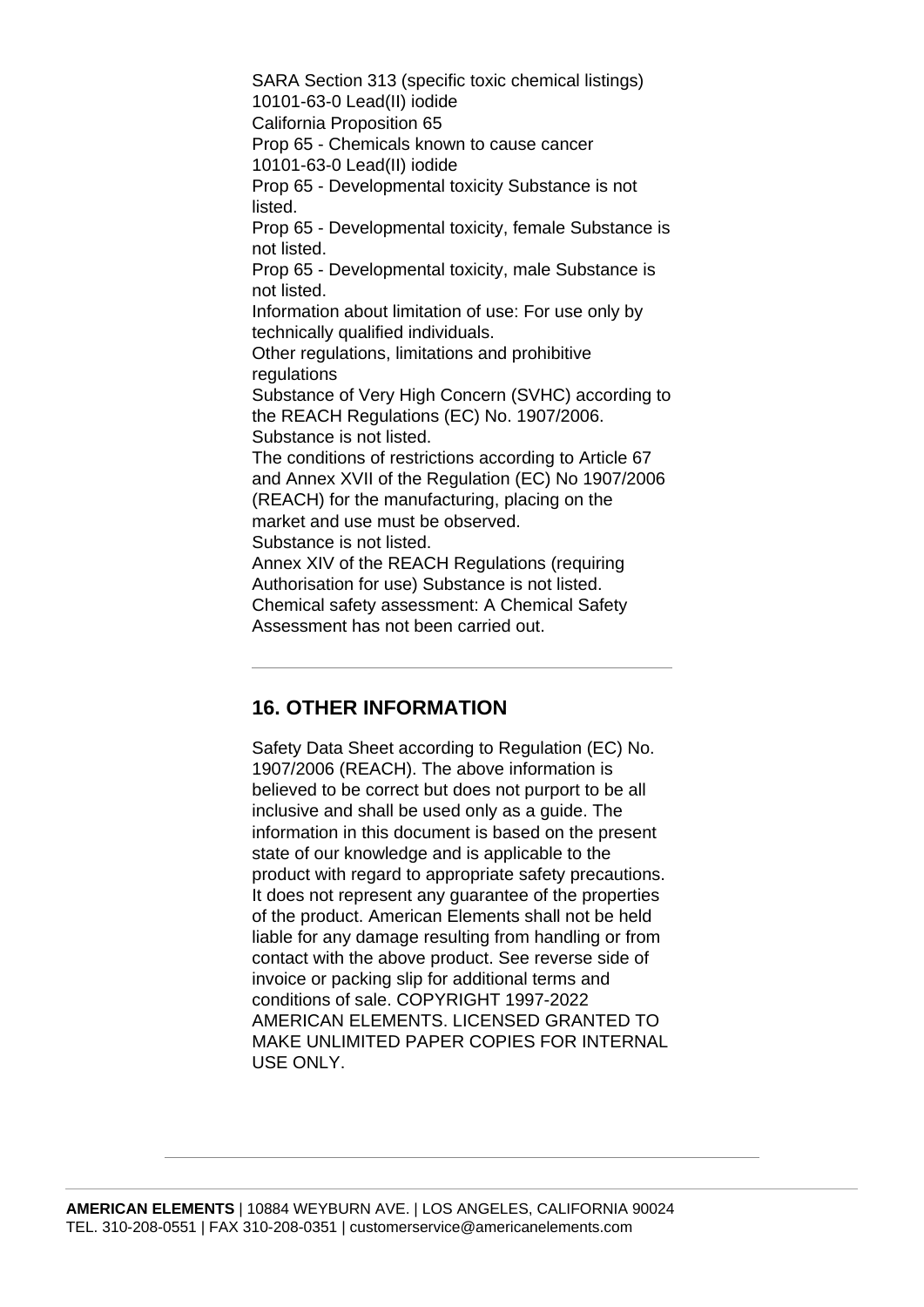SARA Section 313 (specific toxic chemical listings)
10101-63-0 Lead(II) iodide
California Proposition 65
Prop 65 - Chemicals known to cause cancer
10101-63-0 Lead(II) iodide
Prop 65 - Developmental toxicity Substance is not listed.
Prop 65 - Developmental toxicity, female Substance is not listed.
Prop 65 - Developmental toxicity, male Substance is not listed.
Information about limitation of use: For use only by technically qualified individuals.
Other regulations, limitations and prohibitive regulations
Substance of Very High Concern (SVHC) according to the REACH Regulations (EC) No. 1907/2006.
Substance is not listed.
The conditions of restrictions according to Article 67 and Annex XVII of the Regulation (EC) No 1907/2006 (REACH) for the manufacturing, placing on the market and use must be observed.
Substance is not listed.
Annex XIV of the REACH Regulations (requiring Authorisation for use) Substance is not listed.
Chemical safety assessment: A Chemical Safety Assessment has not been carried out.

---

## 16. OTHER INFORMATION

Safety Data Sheet according to Regulation (EC) No. 1907/2006 (REACH). The above information is believed to be correct but does not purport to be all inclusive and shall be used only as a guide. The information in this document is based on the present state of our knowledge and is applicable to the product with regard to appropriate safety precautions. It does not represent any guarantee of the properties of the product. American Elements shall not be held liable for any damage resulting from handling or from contact with the above product. See reverse side of invoice or packing slip for additional terms and conditions of sale. COPYRIGHT 1997-2022 AMERICAN ELEMENTS. LICENSED GRANTED TO MAKE UNLIMITED PAPER COPIES FOR INTERNAL USE ONLY.